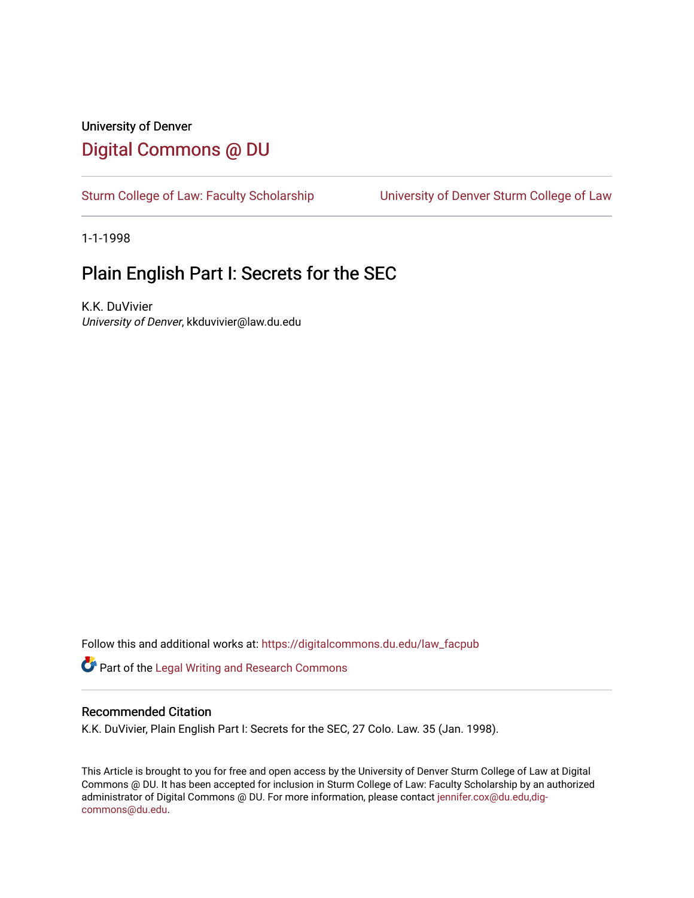University of Denver

# Digital Commons @ DU

Sturm College of Law: Faculty Scholarship | University of Denver Sturm College of Law

1-1-1998

## Plain English Part I: Secrets for the SEC

K.K. DuVivier
*University of Denver*, kkduvivier@law.du.edu

Follow this and additional works at: https://digitalcommons.du.edu/law_facpub

Part of the Legal Writing and Research Commons

### Recommended Citation

K.K. DuVivier, Plain English Part I: Secrets for the SEC, 27 Colo. Law. 35 (Jan. 1998).

This Article is brought to you for free and open access by the University of Denver Sturm College of Law at Digital Commons @ DU. It has been accepted for inclusion in Sturm College of Law: Faculty Scholarship by an authorized administrator of Digital Commons @ DU. For more information, please contact jennifer.cox@du.edu,dig-commons@du.edu.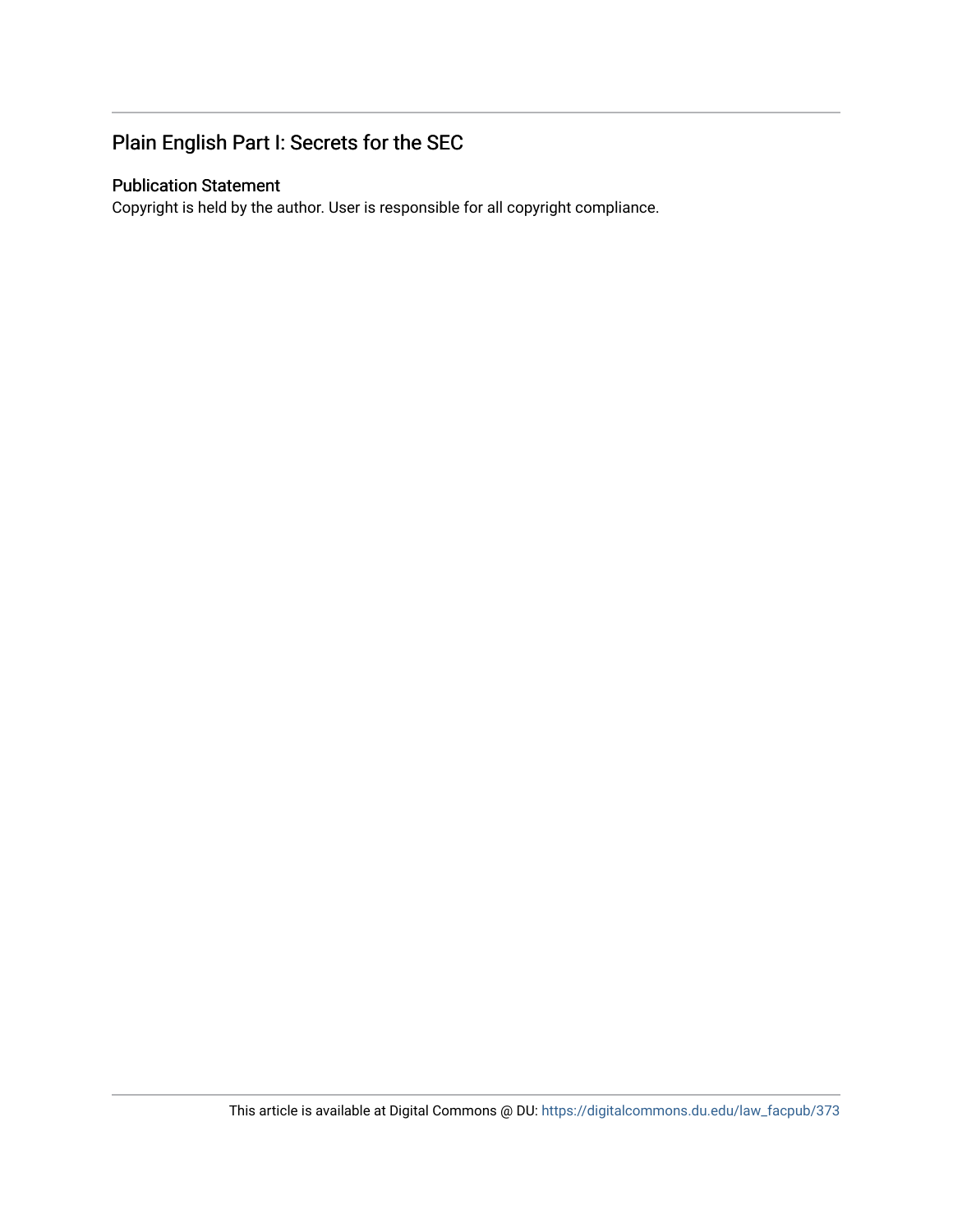## Plain English Part I: Secrets for the SEC

### Publication Statement

Copyright is held by the author. User is responsible for all copyright compliance.

This article is available at Digital Commons @ DU: https://digitalcommons.du.edu/law_facpub/373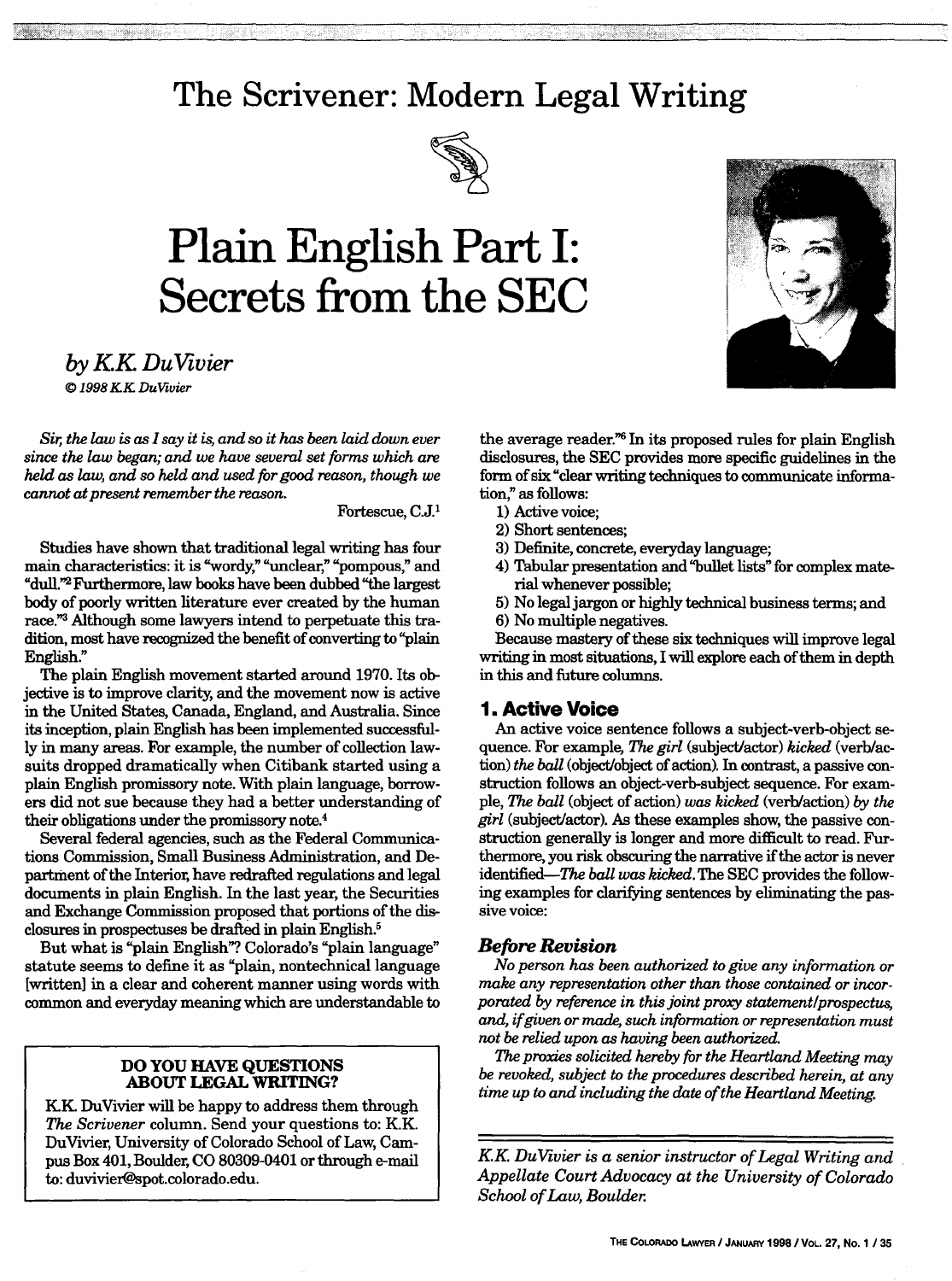# The Scrivener: Modern Legal Writing

# Plain English Part I: Secrets from the SEC

*by K.K. DuVivier*

*© 1998 K.K. DuVivier*

*Sir, the law is as I say it is, and so it has been laid down ever since the law began; and we have several set forms which are held as law, and so held and used for good reason, though we cannot at present remember the reason.*

Fortescue, C.J.[1]

Studies have shown that traditional legal writing has four main characteristics: it is "wordy," "unclear," "pompous," and "dull."[2] Furthermore, law books have been dubbed "the largest body of poorly written literature ever created by the human race."[3] Although some lawyers intend to perpetuate this tradition, most have recognized the benefit of converting to "plain English."

The plain English movement started around 1970. Its objective is to improve clarity, and the movement now is active in the United States, Canada, England, and Australia. Since its inception, plain English has been implemented successfully in many areas. For example, the number of collection lawsuits dropped dramatically when Citibank started using a plain English promissory note. With plain language, borrowers did not sue because they had a better understanding of their obligations under the promissory note.[4]

Several federal agencies, such as the Federal Communications Commission, Small Business Administration, and Department of the Interior, have redrafted regulations and legal documents in plain English. In the last year, the Securities and Exchange Commission proposed that portions of the disclosures in prospectuses be drafted in plain English.[5]

But what is "plain English"? Colorado's "plain language" statute seems to define it as "plain, nontechnical language [written] in a clear and coherent manner using words with common and everyday meaning which are understandable to the average reader."[6] In its proposed rules for plain English disclosures, the SEC provides more specific guidelines in the form of six "clear writing techniques to communicate information," as follows:

1) Active voice;
2) Short sentences;
3) Definite, concrete, everyday language;
4) Tabular presentation and "bullet lists" for complex material whenever possible;
5) No legal jargon or highly technical business terms; and
6) No multiple negatives.

Because mastery of these six techniques will improve legal writing in most situations, I will explore each of them in depth in this and future columns.

## 1. Active Voice

An active voice sentence follows a subject-verb-object sequence. For example, *The girl* (subject/actor) *kicked* (verb/action) *the ball* (object/object of action). In contrast, a passive construction follows an object-verb-subject sequence. For example, *The ball* (object of action) *was kicked* (verb/action) *by the girl* (subject/actor). As these examples show, the passive construction generally is longer and more difficult to read. Furthermore, you risk obscuring the narrative if the actor is never identified—*The ball was kicked.* The SEC provides the following examples for clarifying sentences by eliminating the passive voice:

### *Before Revision*

*No person has been authorized to give any information or make any representation other than those contained or incorporated by reference in this joint proxy statement/prospectus, and, if given or made, such information or representation must not be relied upon as having been authorized.*

*The proxies solicited hereby for the Heartland Meeting may be revoked, subject to the procedures described herein, at any time up to and including the date of the Heartland Meeting.*

---

**DO YOU HAVE QUESTIONS ABOUT LEGAL WRITING?**

K.K. DuVivier will be happy to address them through *The Scrivener* column. Send your questions to: K.K. DuVivier, University of Colorado School of Law, Campus Box 401, Boulder, CO 80309-0401 or through e-mail to: duvivier@spot.colorado.edu.

---

*K.K. DuVivier is a senior instructor of Legal Writing and Appellate Court Advocacy at the University of Colorado School of Law, Boulder.*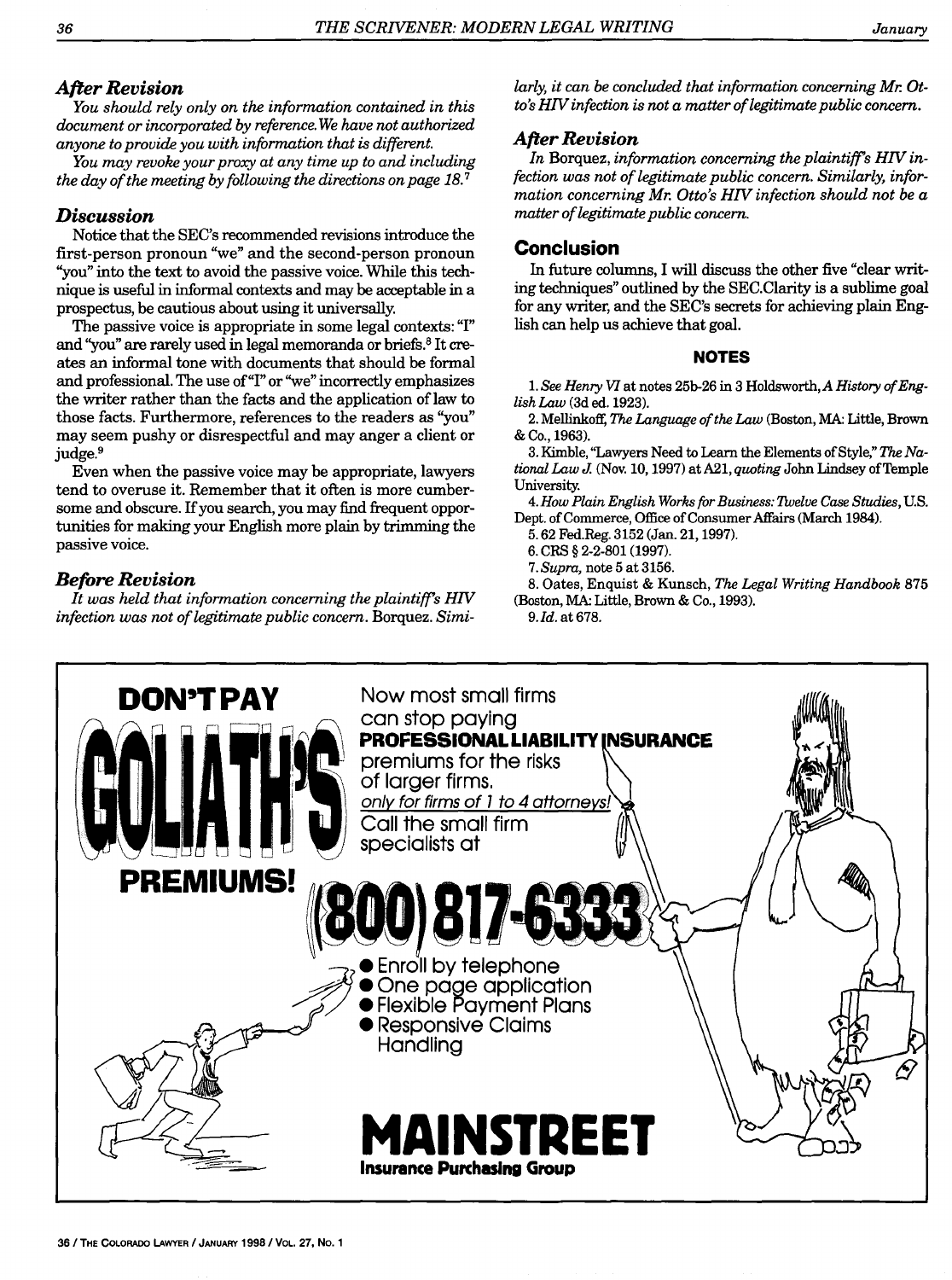### *After Revision*

*You should rely only on the information contained in this document or incorporated by reference. We have not authorized anyone to provide you with information that is different.*

*You may revoke your proxy at any time up to and including the day of the meeting by following the directions on page 18.*[7]

### *Discussion*

Notice that the SEC's recommended revisions introduce the first-person pronoun "we" and the second-person pronoun "you" into the text to avoid the passive voice. While this technique is useful in informal contexts and may be acceptable in a prospectus, be cautious about using it universally.

The passive voice is appropriate in some legal contexts: "I" and "you" are rarely used in legal memoranda or briefs.[8] It creates an informal tone with documents that should be formal and professional. The use of "I" or "we" incorrectly emphasizes the writer rather than the facts and the application of law to those facts. Furthermore, references to the readers as "you" may seem pushy or disrespectful and may anger a client or judge.[9]

Even when the passive voice may be appropriate, lawyers tend to overuse it. Remember that it often is more cumbersome and obscure. If you search, you may find frequent opportunities for making your English more plain by trimming the passive voice.

### *Before Revision*

*It was held that information concerning the plaintiff's HIV infection was not of legitimate public concern.* Borquez. *Similarly, it can be concluded that information concerning Mr. Otto's HIV infection is not a matter of legitimate public concern.*

### *After Revision*

*In* Borquez, *information concerning the plaintiff's HIV infection was not of legitimate public concern. Similarly, information concerning Mr. Otto's HIV infection should not be a matter of legitimate public concern.*

## Conclusion

In future columns, I will discuss the other five "clear writing techniques" outlined by the SEC. Clarity is a sublime goal for any writer, and the SEC's secrets for achieving plain English can help us achieve that goal.

### NOTES

1. *See Henry VI* at notes 25b-26 in 3 Holdsworth, *A History of English Law* (3d ed. 1923).
2. Mellinkoff, *The Language of the Law* (Boston, MA: Little, Brown & Co., 1963).
3. Kimble, "Lawyers Need to Learn the Elements of Style," *The National Law J.* (Nov. 10, 1997) at A21, *quoting* John Lindsey of Temple University.
4. *How Plain English Works for Business: Twelve Case Studies*, U.S. Dept. of Commerce, Office of Consumer Affairs (March 1984).
5. 62 Fed.Reg. 3152 (Jan. 21, 1997).
6. CRS § 2-2-801 (1997).
7. *Supra*, note 5 at 3156.
8. Oates, Enquist & Kunsch, *The Legal Writing Handbook* 875 (Boston, MA: Little, Brown & Co., 1993).
9. *Id.* at 678.

**DON'T PAY GOLIATH'S PREMIUMS!**

Now most small firms can stop paying **PROFESSIONAL LIABILITY INSURANCE** premiums for the risks of larger firms. *only for firms of 1 to 4 attorneys!* Call the small firm specialists at

**(800) 817-6333**

- Enroll by telephone
- One page application
- Flexible Payment Plans
- Responsive Claims Handling

**MAINSTREET**
**Insurance Purchasing Group**